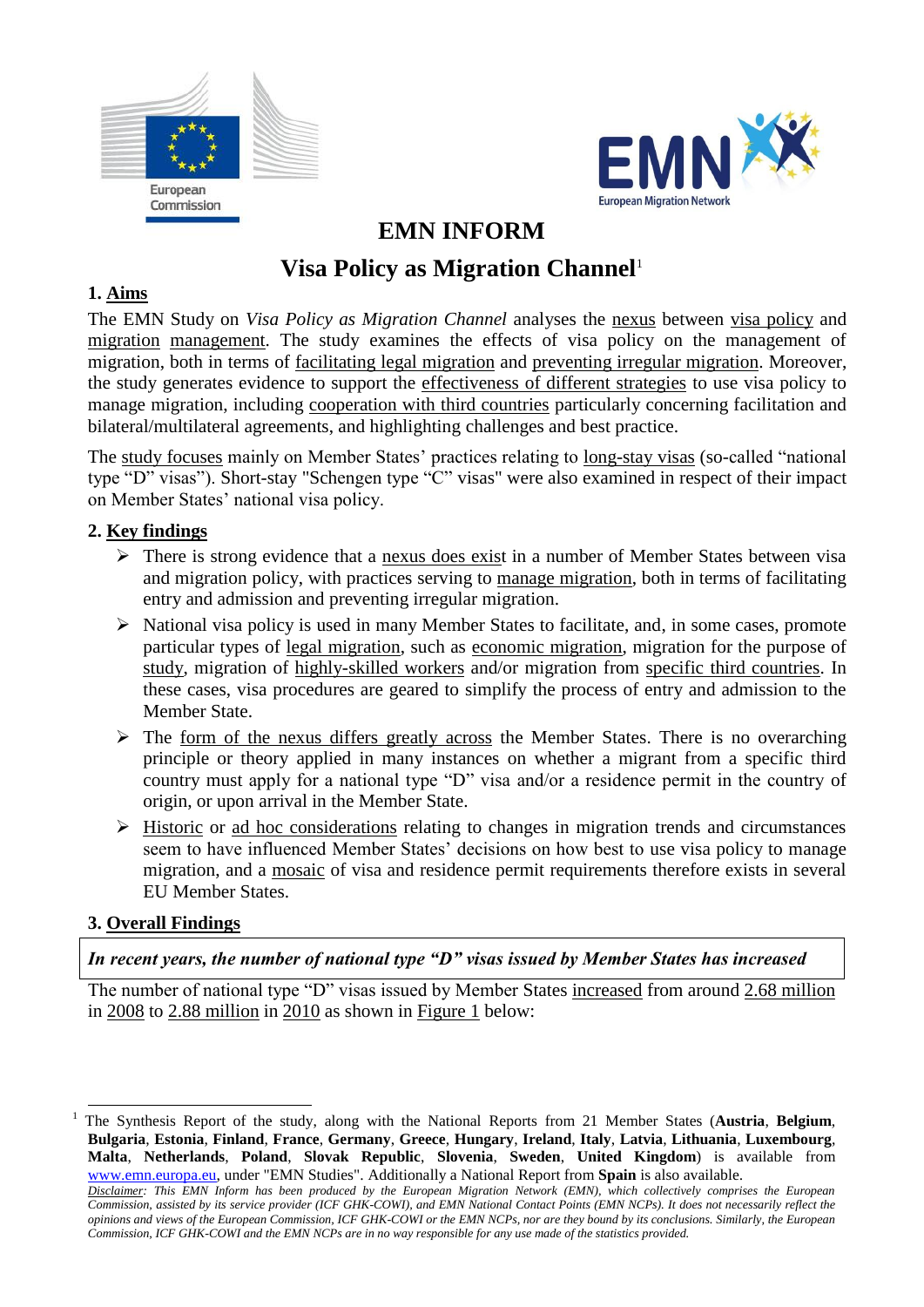# EMN INFORM

# Visa Policy as Migration Channel[1]

## 1. Aims

The EMN Study on *Visa Policy as Migration Channel* analyses the nexus between visa policy and migration management. The study examines the effects of visa policy on the management of migration, both in terms of facilitating legal migration and preventing irregular migration. Moreover, the study generates evidence to support the effectiveness of different strategies to use visa policy to manage migration, including cooperation with third countries particularly concerning facilitation and bilateral/multilateral agreements, and highlighting challenges and best practice.

The study focuses mainly on Member States' practices relating to long-stay visas (so-called "national type "D" visas"). Short-stay "Schengen type "C" visas" were also examined in respect of their impact on Member States' national visa policy.

## 2. Key findings

- There is strong evidence that a nexus does exist in a number of Member States between visa and migration policy, with practices serving to manage migration, both in terms of facilitating entry and admission and preventing irregular migration.
- National visa policy is used in many Member States to facilitate, and, in some cases, promote particular types of legal migration, such as economic migration, migration for the purpose of study, migration of highly-skilled workers and/or migration from specific third countries. In these cases, visa procedures are geared to simplify the process of entry and admission to the Member State.
- The form of the nexus differs greatly across the Member States. There is no overarching principle or theory applied in many instances on whether a migrant from a specific third country must apply for a national type "D" visa and/or a residence permit in the country of origin, or upon arrival in the Member State.
- Historic or ad hoc considerations relating to changes in migration trends and circumstances seem to have influenced Member States' decisions on how best to use visa policy to manage migration, and a mosaic of visa and residence permit requirements therefore exists in several EU Member States.

## 3. Overall Findings

***In recent years, the number of national type "D" visas issued by Member States has increased***

The number of national type "D" visas issued by Member States increased from around 2.68 million in 2008 to 2.88 million in 2010 as shown in Figure 1 below:

---

[1] The Synthesis Report of the study, along with the National Reports from 21 Member States (**Austria**, **Belgium**, **Bulgaria**, **Estonia**, **Finland**, **France**, **Germany**, **Greece**, **Hungary**, **Ireland**, **Italy**, **Latvia**, **Lithuania**, **Luxembourg**, **Malta**, **Netherlands**, **Poland**, **Slovak Republic**, **Slovenia**, **Sweden**, **United Kingdom**) is available from www.emn.europa.eu, under "EMN Studies". Additionally a National Report from **Spain** is also available.

*Disclaimer: This EMN Inform has been produced by the European Migration Network (EMN), which collectively comprises the European Commission, assisted by its service provider (ICF GHK-COWI), and EMN National Contact Points (EMN NCPs). It does not necessarily reflect the opinions and views of the European Commission, ICF GHK-COWI or the EMN NCPs, nor are they bound by its conclusions. Similarly, the European Commission, ICF GHK-COWI and the EMN NCPs are in no way responsible for any use made of the statistics provided.*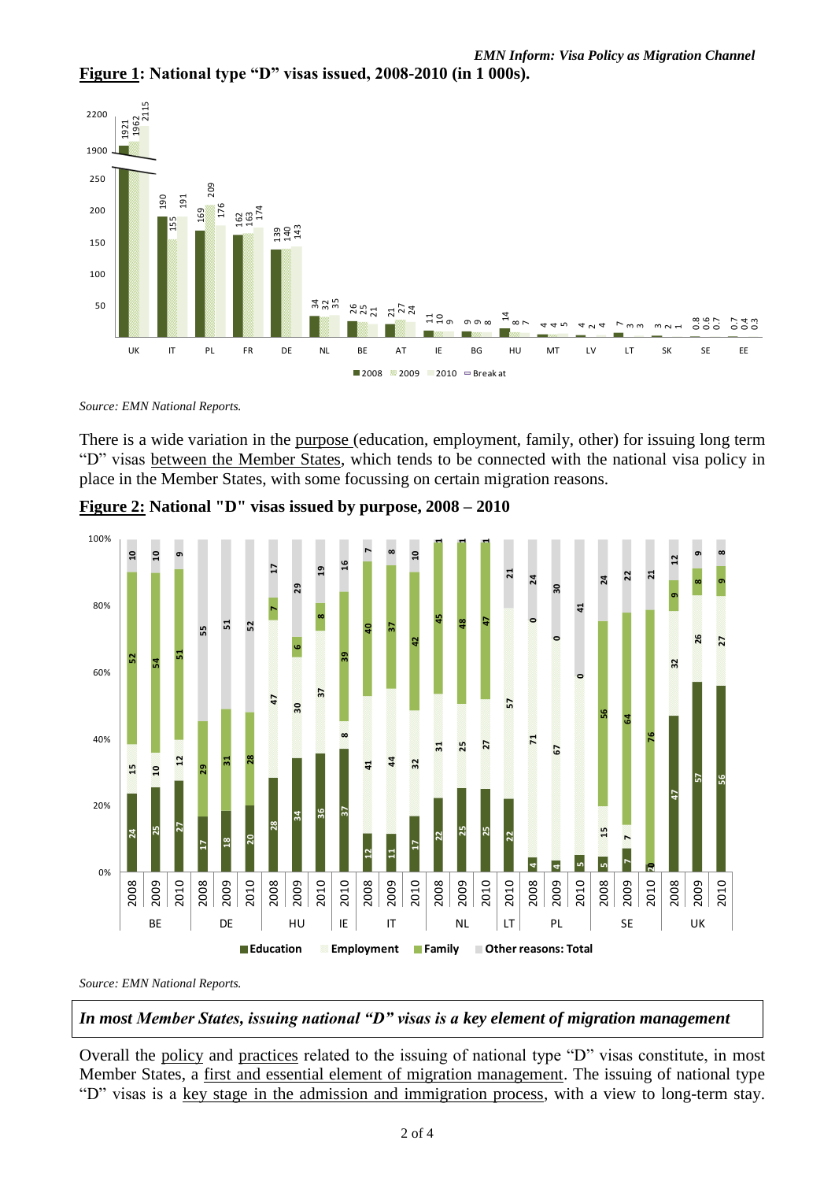**Figure 1: National type "D" visas issued, 2008-2010 (in 1 000s).**

| | UK | IT | PL | FR | DE | NL | BE | AT | IE | BG | HU | MT | LV | LT | SK | SE | EE |
|---|---|---|---|---|---|---|---|---|---|---|---|---|---|---|---|---|---|
| 2008 | 1921 | 190 | 169 | 162 | 139 | 34 | 26 | 21 | 11 | 9 | 14 | 4 | 4 | 7 | 3 | 0.8 | 0.7 |
| 2009 | 1962 | 155 | 209 | 163 | 140 | 32 | 25 | 27 | 10 | 9 | 8 | 4 | 2 | 3 | 2 | 0.6 | 0.4 |
| 2010 | 2115 | 191 | 176 | 174 | 143 | 35 | 21 | 24 | 9 | 8 | 7 | 5 | 4 | 3 | 1 | 0.7 | 0.3 |

*Source: EMN National Reports.*

There is a wide variation in the purpose (education, employment, family, other) for issuing long term "D" visas between the Member States, which tends to be connected with the national visa policy in place in the Member States, with some focussing on certain migration reasons.

**Figure 2: National "D" visas issued by purpose, 2008 – 2010**

| Member State | Year | Education | Employment | Family | Other reasons: Total |
|---|---|---|---|---|---|
| BE | 2008 | 24 | 15 | 52 | 10 |
| BE | 2009 | 25 | 10 | 54 | 10 |
| BE | 2010 | 27 | 12 | 51 | 9 |
| DE | 2008 | 17 | | 29 | 55 |
| DE | 2009 | 18 | | 31 | 51 |
| DE | 2010 | 20 | | 28 | 52 |
| HU | 2008 | 28 | 47 | 7 | 17 |
| HU | 2009 | 34 | 30 | 6 | 29 |
| HU | 2010 | 36 | 37 | 8 | 19 |
| IE | 2010 | 37 | 8 | 39 | 16 |
| IT | 2008 | 12 | 41 | 40 | 7 |
| IT | 2009 | 11 | 44 | 37 | 8 |
| IT | 2010 | 17 | 32 | 42 | 10 |
| NL | 2008 | 22 | 31 | 45 | 1 |
| NL | 2009 | 25 | 25 | 48 | 1 |
| NL | 2010 | 25 | 27 | 47 | 1 |
| LT | 2010 | 22 | 57 | | 21 |
| PL | 2008 | 4 | 71 | 0 | 24 |
| PL | 2009 | 4 | 67 | 0 | 30 |
| PL | 2010 | 5 | | 0 | 41 |
| SE | 2008 | 5 | 15 | 56 | 24 |
| SE | 2009 | 7 | 7 | 64 | 22 |
| SE | 2010 | 2 | | 76 | 21 |
| UK | 2008 | 47 | 32 | 9 | 12 |
| UK | 2009 | 57 | 26 | 8 | 9 |
| UK | 2010 | 56 | 27 | 9 | 8 |

*Source: EMN National Reports.*

***In most Member States, issuing national "D" visas is a key element of migration management***

Overall the policy and practices related to the issuing of national type "D" visas constitute, in most Member States, a first and essential element of migration management. The issuing of national type "D" visas is a key stage in the admission and immigration process, with a view to long-term stay.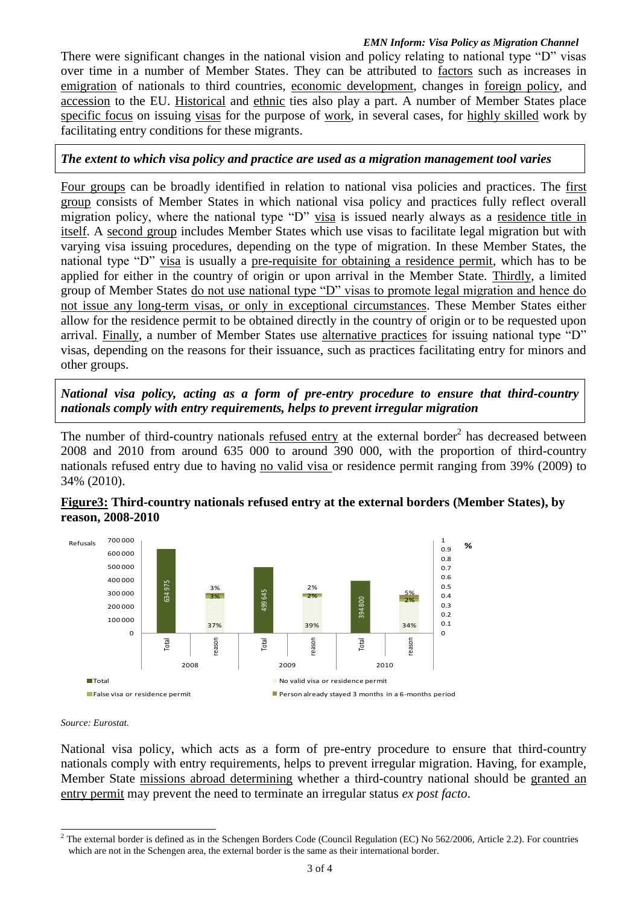There were significant changes in the national vision and policy relating to national type "D" visas over time in a number of Member States. They can be attributed to factors such as increases in emigration of nationals to third countries, economic development, changes in foreign policy, and accession to the EU. Historical and ethnic ties also play a part. A number of Member States place specific focus on issuing visas for the purpose of work, in several cases, for highly skilled work by facilitating entry conditions for these migrants.

***The extent to which visa policy and practice are used as a migration management tool varies***

Four groups can be broadly identified in relation to national visa policies and practices. The first group consists of Member States in which national visa policy and practices fully reflect overall migration policy, where the national type "D" visa is issued nearly always as a residence title in itself. A second group includes Member States which use visas to facilitate legal migration but with varying visa issuing procedures, depending on the type of migration. In these Member States, the national type "D" visa is usually a pre-requisite for obtaining a residence permit, which has to be applied for either in the country of origin or upon arrival in the Member State. Thirdly, a limited group of Member States do not use national type "D" visas to promote legal migration and hence do not issue any long-term visas, or only in exceptional circumstances. These Member States either allow for the residence permit to be obtained directly in the country of origin or to be requested upon arrival. Finally, a number of Member States use alternative practices for issuing national type "D" visas, depending on the reasons for their issuance, such as practices facilitating entry for minors and other groups.

***National visa policy, acting as a form of pre-entry procedure to ensure that third-country nationals comply with entry requirements, helps to prevent irregular migration***

The number of third-country nationals refused entry at the external border[2] has decreased between 2008 and 2010 from around 635 000 to around 390 000, with the proportion of third-country nationals refused entry due to having no valid visa or residence permit ranging from 39% (2009) to 34% (2010).

**Figure3: Third-country nationals refused entry at the external borders (Member States), by reason, 2008-2010**

| Year | Total refusals | No valid visa or residence permit | False visa or residence permit | Person already stayed 3 months in a 6-months period |
|---|---|---|---|---|
| 2008 | 634 975 | 37% | 3% | 3% |
| 2009 | 499 645 | 39% | 2% | 2% |
| 2010 | 394 800 | 34% | 2% | 5% |

*Source: Eurostat.*

National visa policy, which acts as a form of pre-entry procedure to ensure that third-country nationals comply with entry requirements, helps to prevent irregular migration. Having, for example, Member State missions abroad determining whether a third-country national should be granted an entry permit may prevent the need to terminate an irregular status *ex post facto*.

[2] The external border is defined as in the Schengen Borders Code (Council Regulation (EC) No 562/2006, Article 2.2). For countries which are not in the Schengen area, the external border is the same as their international border.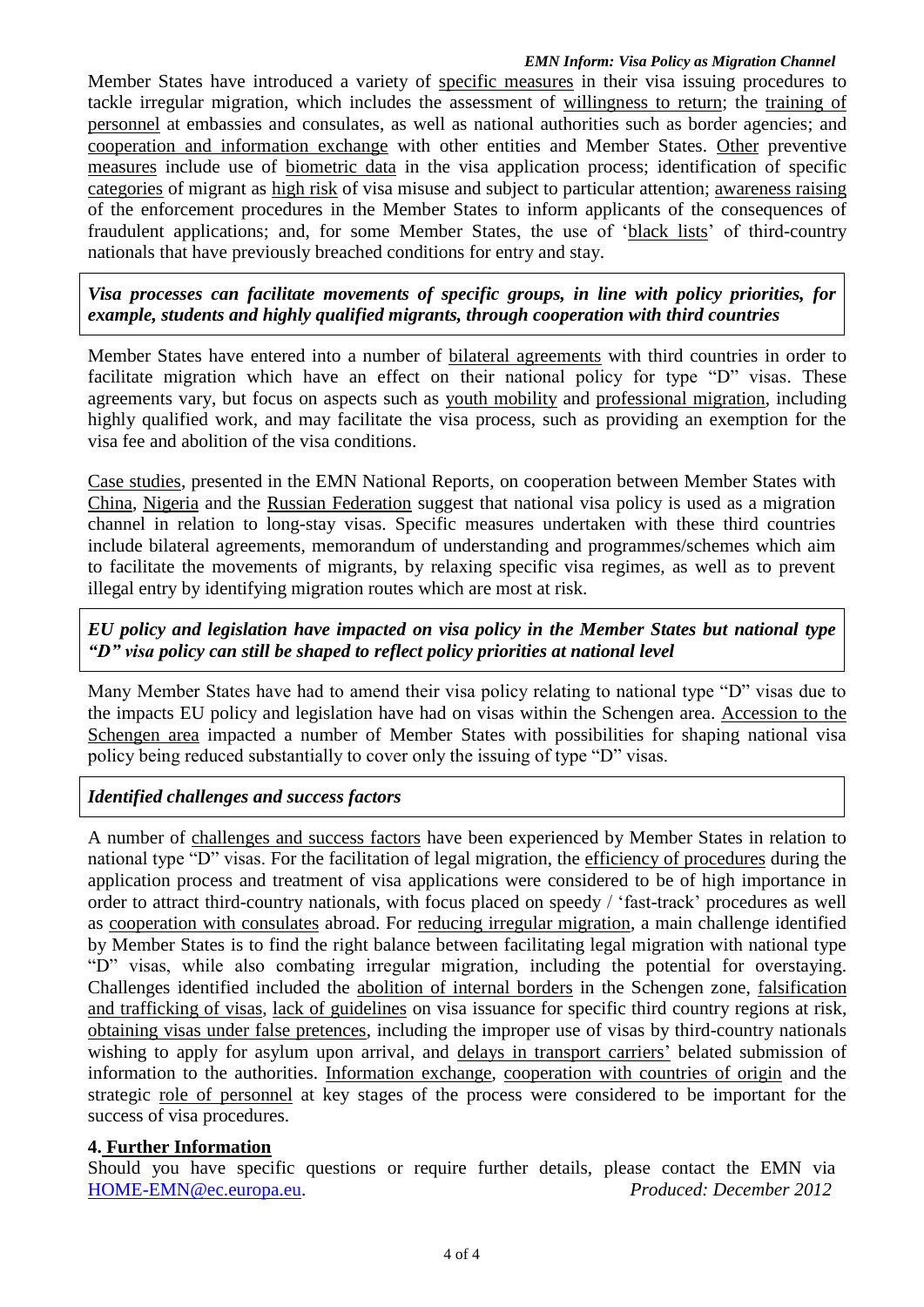Member States have introduced a variety of specific measures in their visa issuing procedures to tackle irregular migration, which includes the assessment of willingness to return; the training of personnel at embassies and consulates, as well as national authorities such as border agencies; and cooperation and information exchange with other entities and Member States. Other preventive measures include use of biometric data in the visa application process; identification of specific categories of migrant as high risk of visa misuse and subject to particular attention; awareness raising of the enforcement procedures in the Member States to inform applicants of the consequences of fraudulent applications; and, for some Member States, the use of 'black lists' of third-country nationals that have previously breached conditions for entry and stay.

***Visa processes can facilitate movements of specific groups, in line with policy priorities, for example, students and highly qualified migrants, through cooperation with third countries***

Member States have entered into a number of bilateral agreements with third countries in order to facilitate migration which have an effect on their national policy for type "D" visas. These agreements vary, but focus on aspects such as youth mobility and professional migration, including highly qualified work, and may facilitate the visa process, such as providing an exemption for the visa fee and abolition of the visa conditions.

Case studies, presented in the EMN National Reports, on cooperation between Member States with China, Nigeria and the Russian Federation suggest that national visa policy is used as a migration channel in relation to long-stay visas. Specific measures undertaken with these third countries include bilateral agreements, memorandum of understanding and programmes/schemes which aim to facilitate the movements of migrants, by relaxing specific visa regimes, as well as to prevent illegal entry by identifying migration routes which are most at risk.

***EU policy and legislation have impacted on visa policy in the Member States but national type "D" visa policy can still be shaped to reflect policy priorities at national level***

Many Member States have had to amend their visa policy relating to national type "D" visas due to the impacts EU policy and legislation have had on visas within the Schengen area. Accession to the Schengen area impacted a number of Member States with possibilities for shaping national visa policy being reduced substantially to cover only the issuing of type "D" visas.

***Identified challenges and success factors***

A number of challenges and success factors have been experienced by Member States in relation to national type "D" visas. For the facilitation of legal migration, the efficiency of procedures during the application process and treatment of visa applications were considered to be of high importance in order to attract third-country nationals, with focus placed on speedy / 'fast-track' procedures as well as cooperation with consulates abroad. For reducing irregular migration, a main challenge identified by Member States is to find the right balance between facilitating legal migration with national type "D" visas, while also combating irregular migration, including the potential for overstaying. Challenges identified included the abolition of internal borders in the Schengen zone, falsification and trafficking of visas, lack of guidelines on visa issuance for specific third country regions at risk, obtaining visas under false pretences, including the improper use of visas by third-country nationals wishing to apply for asylum upon arrival, and delays in transport carriers' belated submission of information to the authorities. Information exchange, cooperation with countries of origin and the strategic role of personnel at key stages of the process were considered to be important for the success of visa procedures.

## 4. Further Information

Should you have specific questions or require further details, please contact the EMN via HOME-EMN@ec.europa.eu.

*Produced: December 2012*